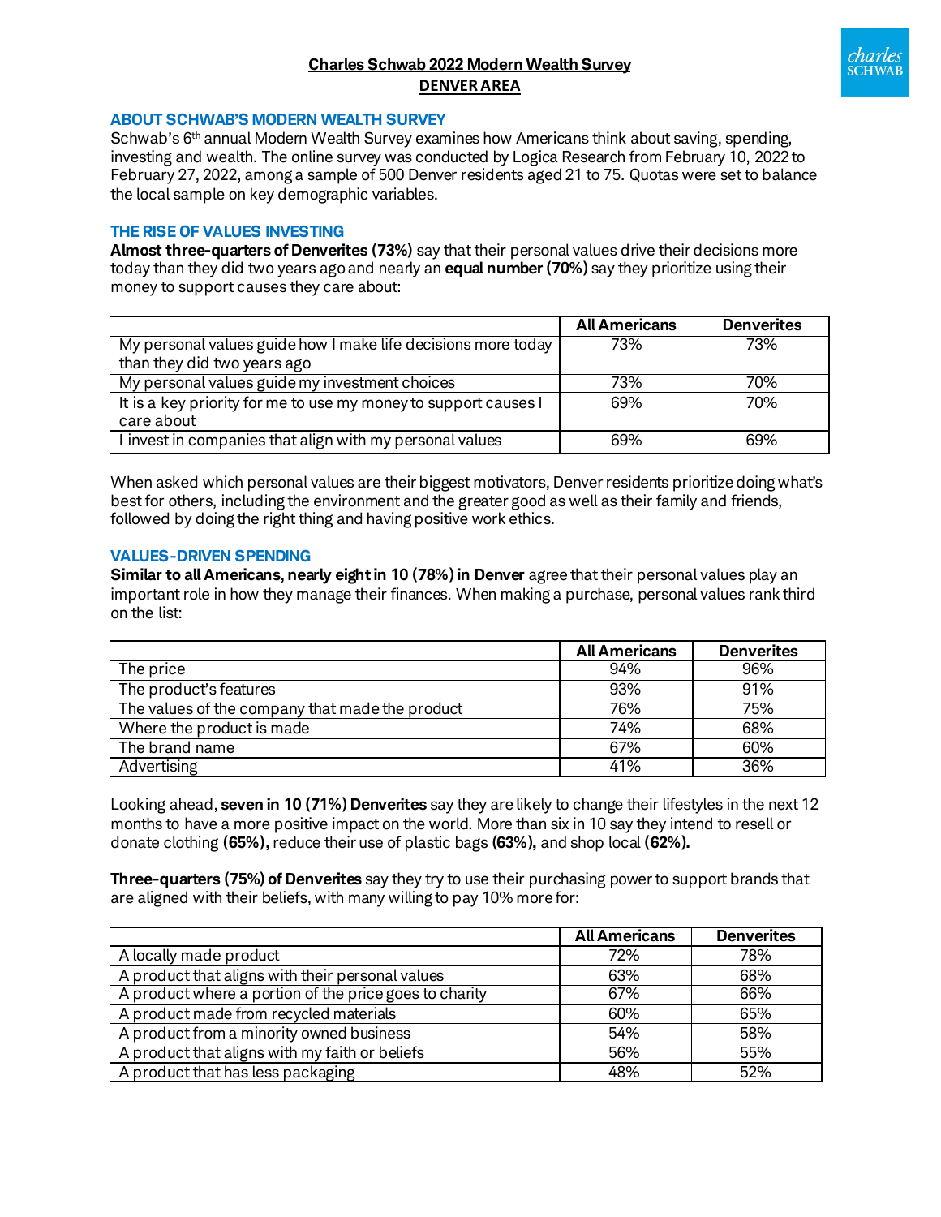# Charles Schwab 2022 Modern Wealth Survey

## DENVER AREA

### ABOUT SCHWAB'S MODERN WEALTH SURVEY

Schwab's 6th annual Modern Wealth Survey examines how Americans think about saving, spending, investing and wealth. The online survey was conducted by Logica Research from February 10, 2022 to February 27, 2022, among a sample of 500 Denver residents aged 21 to 75. Quotas were set to balance the local sample on key demographic variables.

### THE RISE OF VALUES INVESTING

**Almost three-quarters of Denverites (73%)** say that their personal values drive their decisions more today than they did two years ago and nearly an **equal number (70%)** say they prioritize using their money to support causes they care about:

| | All Americans | Denverites |
|---|---|---|
| My personal values guide how I make life decisions more today than they did two years ago | 73% | 73% |
| My personal values guide my investment choices | 73% | 70% |
| It is a key priority for me to use my money to support causes I care about | 69% | 70% |
| I invest in companies that align with my personal values | 69% | 69% |

When asked which personal values are their biggest motivators, Denver residents prioritize doing what's best for others, including the environment and the greater good as well as their family and friends, followed by doing the right thing and having positive work ethics.

### VALUES-DRIVEN SPENDING

**Similar to all Americans, nearly eight in 10 (78%) in Denver** agree that their personal values play an important role in how they manage their finances. When making a purchase, personal values rank third on the list:

| | All Americans | Denverites |
|---|---|---|
| The price | 94% | 96% |
| The product's features | 93% | 91% |
| The values of the company that made the product | 76% | 75% |
| Where the product is made | 74% | 68% |
| The brand name | 67% | 60% |
| Advertising | 41% | 36% |

Looking ahead, **seven in 10 (71%) Denverites** say they are likely to change their lifestyles in the next 12 months to have a more positive impact on the world. More than six in 10 say they intend to resell or donate clothing **(65%),** reduce their use of plastic bags **(63%),** and shop local **(62%).**

**Three-quarters (75%) of Denverites** say they try to use their purchasing power to support brands that are aligned with their beliefs, with many willing to pay 10% more for:

| | All Americans | Denverites |
|---|---|---|
| A locally made product | 72% | 78% |
| A product that aligns with their personal values | 63% | 68% |
| A product where a portion of the price goes to charity | 67% | 66% |
| A product made from recycled materials | 60% | 65% |
| A product from a minority owned business | 54% | 58% |
| A product that aligns with my faith or beliefs | 56% | 55% |
| A product that has less packaging | 48% | 52% |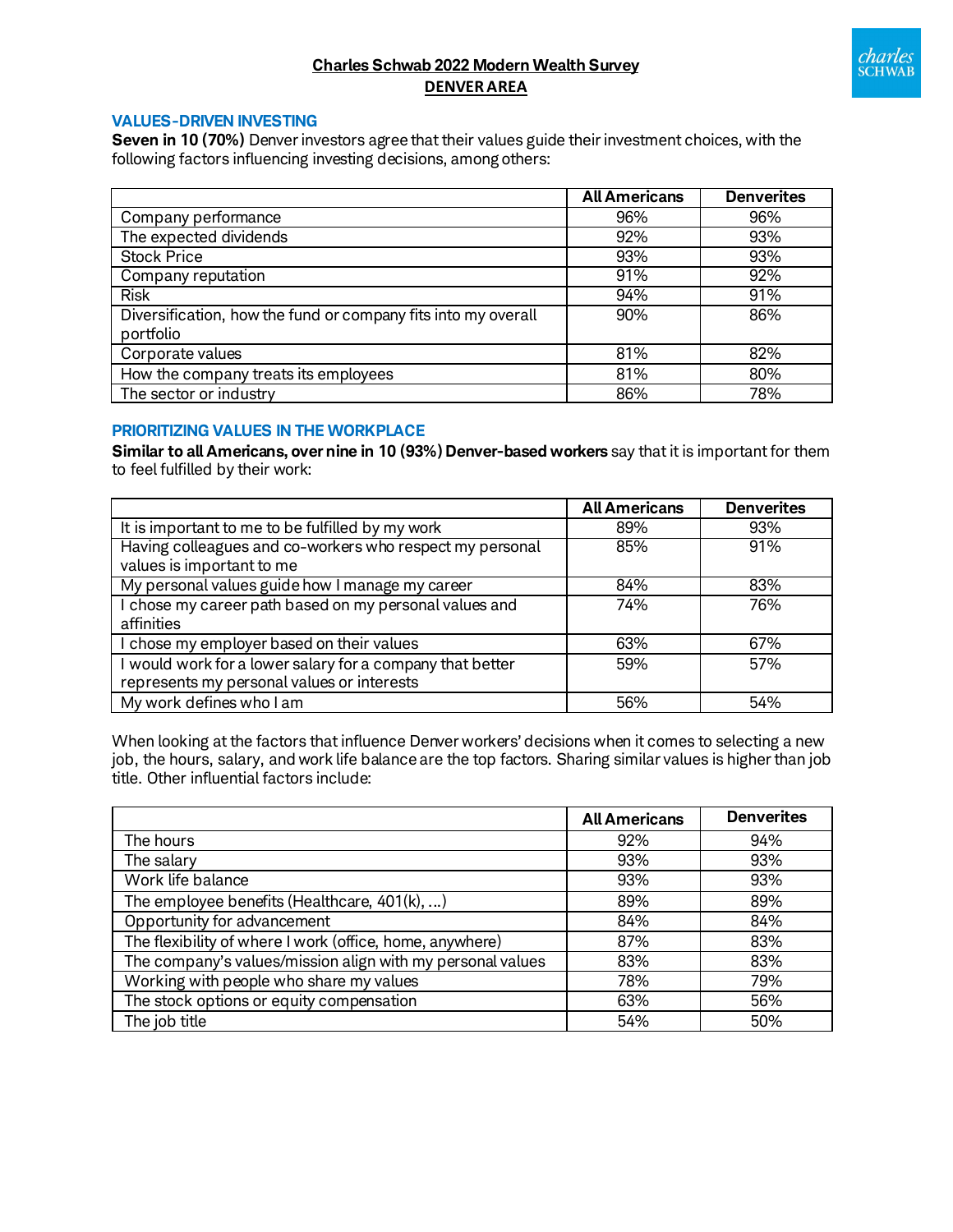**Charles Schwab 2022 Modern Wealth Survey**
**DENVER AREA**

## VALUES-DRIVEN INVESTING

**Seven in 10 (70%)** Denver investors agree that their values guide their investment choices, with the following factors influencing investing decisions, among others:

| | All Americans | Denverites |
|---|---|---|
| Company performance | 96% | 96% |
| The expected dividends | 92% | 93% |
| Stock Price | 93% | 93% |
| Company reputation | 91% | 92% |
| Risk | 94% | 91% |
| Diversification, how the fund or company fits into my overall portfolio | 90% | 86% |
| Corporate values | 81% | 82% |
| How the company treats its employees | 81% | 80% |
| The sector or industry | 86% | 78% |

## PRIORITIZING VALUES IN THE WORKPLACE

**Similar to all Americans, over nine in 10 (93%) Denver-based workers** say that it is important for them to feel fulfilled by their work:

| | All Americans | Denverites |
|---|---|---|
| It is important to me to be fulfilled by my work | 89% | 93% |
| Having colleagues and co-workers who respect my personal values is important to me | 85% | 91% |
| My personal values guide how I manage my career | 84% | 83% |
| I chose my career path based on my personal values and affinities | 74% | 76% |
| I chose my employer based on their values | 63% | 67% |
| I would work for a lower salary for a company that better represents my personal values or interests | 59% | 57% |
| My work defines who I am | 56% | 54% |

When looking at the factors that influence Denver workers' decisions when it comes to selecting a new job, the hours, salary, and work life balance are the top factors. Sharing similar values is higher than job title. Other influential factors include:

| | All Americans | Denverites |
|---|---|---|
| The hours | 92% | 94% |
| The salary | 93% | 93% |
| Work life balance | 93% | 93% |
| The employee benefits (Healthcare, 401(k), ...) | 89% | 89% |
| Opportunity for advancement | 84% | 84% |
| The flexibility of where I work (office, home, anywhere) | 87% | 83% |
| The company's values/mission align with my personal values | 83% | 83% |
| Working with people who share my values | 78% | 79% |
| The stock options or equity compensation | 63% | 56% |
| The job title | 54% | 50% |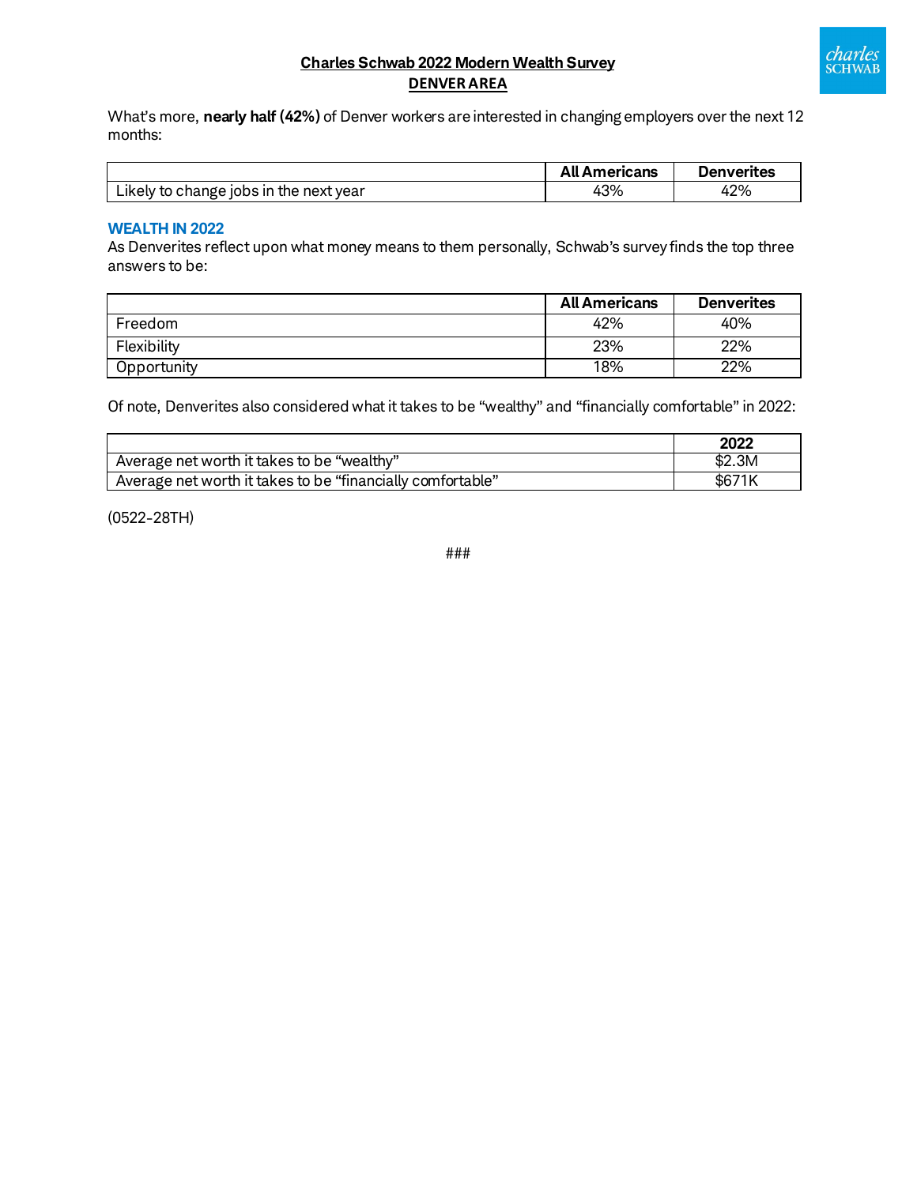**Charles Schwab 2022 Modern Wealth Survey**
**DENVER AREA**

What's more, **nearly half (42%)** of Denver workers are interested in changing employers over the next 12 months:

| | All Americans | Denverites |
|---|---|---|
| Likely to change jobs in the next year | 43% | 42% |

## WEALTH IN 2022

As Denverites reflect upon what money means to them personally, Schwab's survey finds the top three answers to be:

| | All Americans | Denverites |
|---|---|---|
| Freedom | 42% | 40% |
| Flexibility | 23% | 22% |
| Opportunity | 18% | 22% |

Of note, Denverites also considered what it takes to be "wealthy" and "financially comfortable" in 2022:

| | 2022 |
|---|---|
| Average net worth it takes to be "wealthy" | $2.3M |
| Average net worth it takes to be "financially comfortable" | $671K |

(0522-28TH)

###